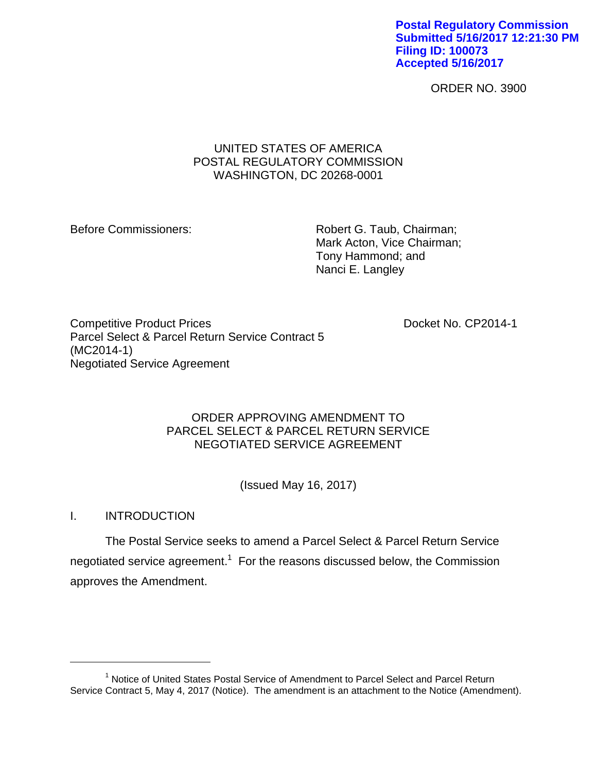**Postal Regulatory Commission**
**Submitted 5/16/2017 12:21:30 PM**
**Filing ID: 100073**
**Accepted 5/16/2017**

ORDER NO. 3900

UNITED STATES OF AMERICA
POSTAL REGULATORY COMMISSION
WASHINGTON, DC 20268-0001

Before Commissioners:

Robert G. Taub, Chairman;
Mark Acton, Vice Chairman;
Tony Hammond; and
Nanci E. Langley

Competitive Product Prices
Parcel Select & Parcel Return Service Contract 5
(MC2014-1)
Negotiated Service Agreement

Docket No. CP2014-1

ORDER APPROVING AMENDMENT TO
PARCEL SELECT & PARCEL RETURN SERVICE
NEGOTIATED SERVICE AGREEMENT

(Issued May 16, 2017)

## I. INTRODUCTION

The Postal Service seeks to amend a Parcel Select & Parcel Return Service negotiated service agreement.[1] For the reasons discussed below, the Commission approves the Amendment.

---

[1] Notice of United States Postal Service of Amendment to Parcel Select and Parcel Return Service Contract 5, May 4, 2017 (Notice). The amendment is an attachment to the Notice (Amendment).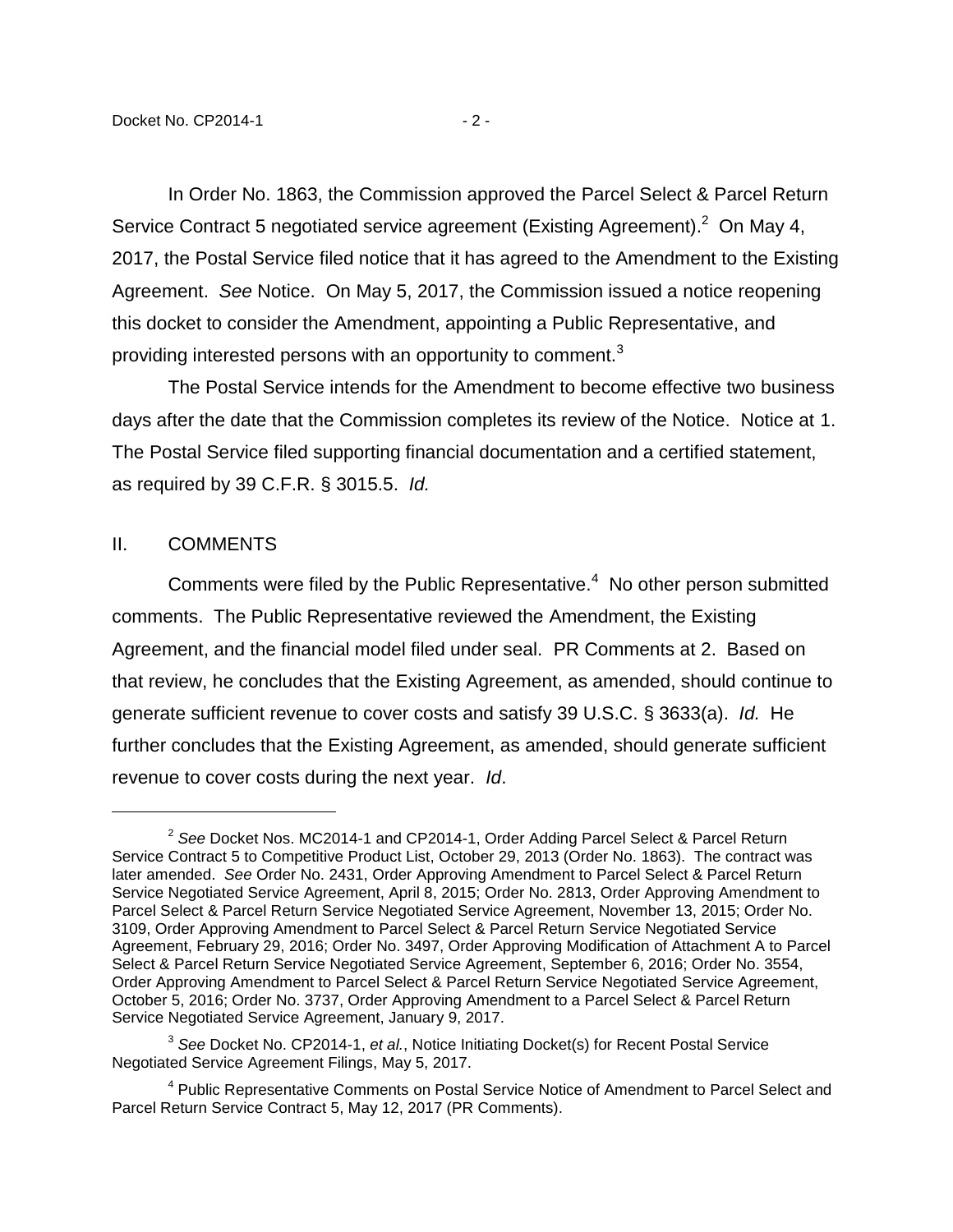In Order No. 1863, the Commission approved the Parcel Select & Parcel Return Service Contract 5 negotiated service agreement (Existing Agreement).[2] On May 4, 2017, the Postal Service filed notice that it has agreed to the Amendment to the Existing Agreement. *See* Notice. On May 5, 2017, the Commission issued a notice reopening this docket to consider the Amendment, appointing a Public Representative, and providing interested persons with an opportunity to comment.[3]

The Postal Service intends for the Amendment to become effective two business days after the date that the Commission completes its review of the Notice. Notice at 1. The Postal Service filed supporting financial documentation and a certified statement, as required by 39 C.F.R. § 3015.5. *Id.*

## II. COMMENTS

Comments were filed by the Public Representative.[4] No other person submitted comments. The Public Representative reviewed the Amendment, the Existing Agreement, and the financial model filed under seal. PR Comments at 2. Based on that review, he concludes that the Existing Agreement, as amended, should continue to generate sufficient revenue to cover costs and satisfy 39 U.S.C. § 3633(a). *Id.* He further concludes that the Existing Agreement, as amended, should generate sufficient revenue to cover costs during the next year. *Id*.

---

[2] *See* Docket Nos. MC2014-1 and CP2014-1, Order Adding Parcel Select & Parcel Return Service Contract 5 to Competitive Product List, October 29, 2013 (Order No. 1863). The contract was later amended. *See* Order No. 2431, Order Approving Amendment to Parcel Select & Parcel Return Service Negotiated Service Agreement, April 8, 2015; Order No. 2813, Order Approving Amendment to Parcel Select & Parcel Return Service Negotiated Service Agreement, November 13, 2015; Order No. 3109, Order Approving Amendment to Parcel Select & Parcel Return Service Negotiated Service Agreement, February 29, 2016; Order No. 3497, Order Approving Modification of Attachment A to Parcel Select & Parcel Return Service Negotiated Service Agreement, September 6, 2016; Order No. 3554, Order Approving Amendment to Parcel Select & Parcel Return Service Negotiated Service Agreement, October 5, 2016; Order No. 3737, Order Approving Amendment to a Parcel Select & Parcel Return Service Negotiated Service Agreement, January 9, 2017.

[3] *See* Docket No. CP2014-1, *et al.*, Notice Initiating Docket(s) for Recent Postal Service Negotiated Service Agreement Filings, May 5, 2017.

[4] Public Representative Comments on Postal Service Notice of Amendment to Parcel Select and Parcel Return Service Contract 5, May 12, 2017 (PR Comments).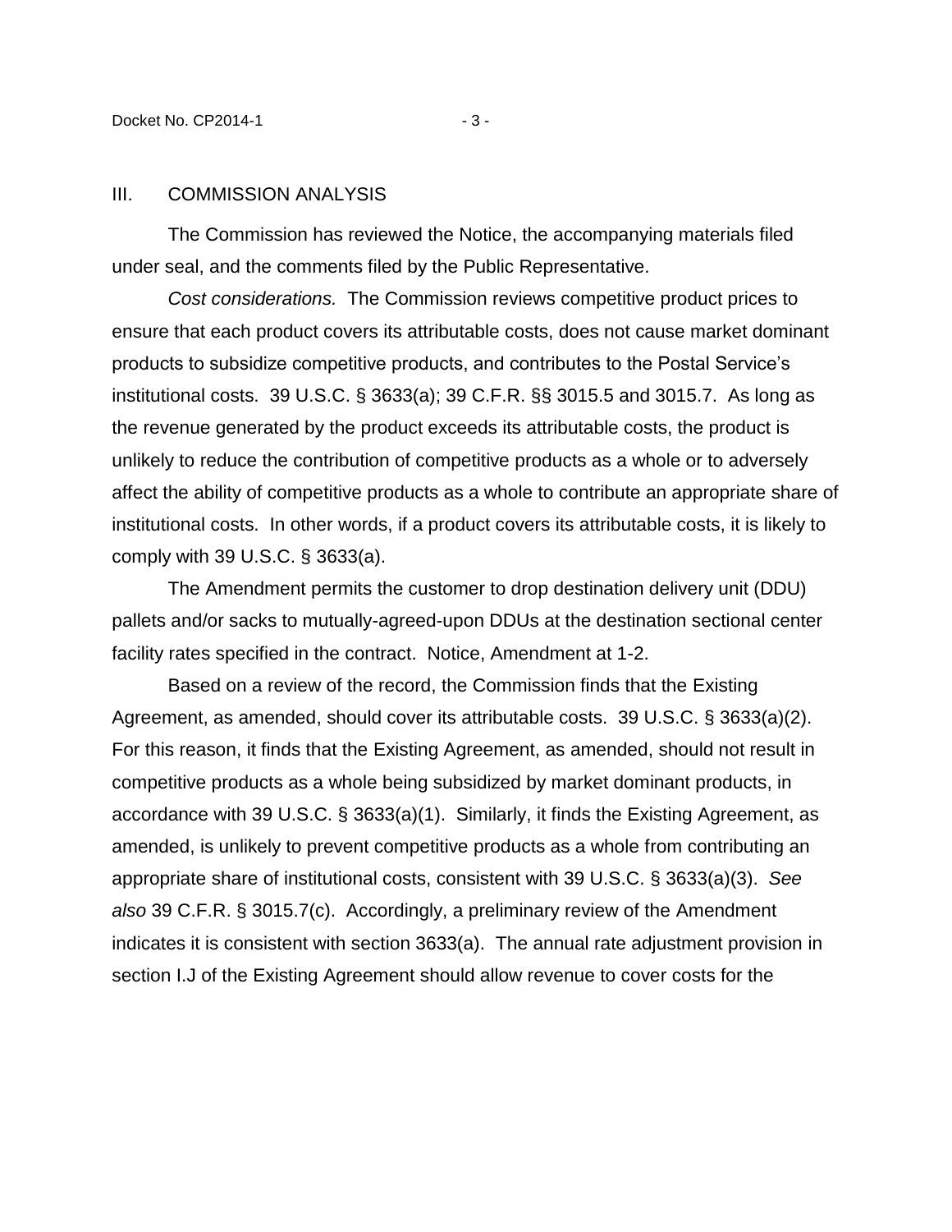## III. COMMISSION ANALYSIS

The Commission has reviewed the Notice, the accompanying materials filed under seal, and the comments filed by the Public Representative.

*Cost considerations.* The Commission reviews competitive product prices to ensure that each product covers its attributable costs, does not cause market dominant products to subsidize competitive products, and contributes to the Postal Service's institutional costs. 39 U.S.C. § 3633(a); 39 C.F.R. §§ 3015.5 and 3015.7. As long as the revenue generated by the product exceeds its attributable costs, the product is unlikely to reduce the contribution of competitive products as a whole or to adversely affect the ability of competitive products as a whole to contribute an appropriate share of institutional costs. In other words, if a product covers its attributable costs, it is likely to comply with 39 U.S.C. § 3633(a).

The Amendment permits the customer to drop destination delivery unit (DDU) pallets and/or sacks to mutually-agreed-upon DDUs at the destination sectional center facility rates specified in the contract. Notice, Amendment at 1-2.

Based on a review of the record, the Commission finds that the Existing Agreement, as amended, should cover its attributable costs. 39 U.S.C. § 3633(a)(2). For this reason, it finds that the Existing Agreement, as amended, should not result in competitive products as a whole being subsidized by market dominant products, in accordance with 39 U.S.C. § 3633(a)(1). Similarly, it finds the Existing Agreement, as amended, is unlikely to prevent competitive products as a whole from contributing an appropriate share of institutional costs, consistent with 39 U.S.C. § 3633(a)(3). *See also* 39 C.F.R. § 3015.7(c). Accordingly, a preliminary review of the Amendment indicates it is consistent with section 3633(a). The annual rate adjustment provision in section I.J of the Existing Agreement should allow revenue to cover costs for the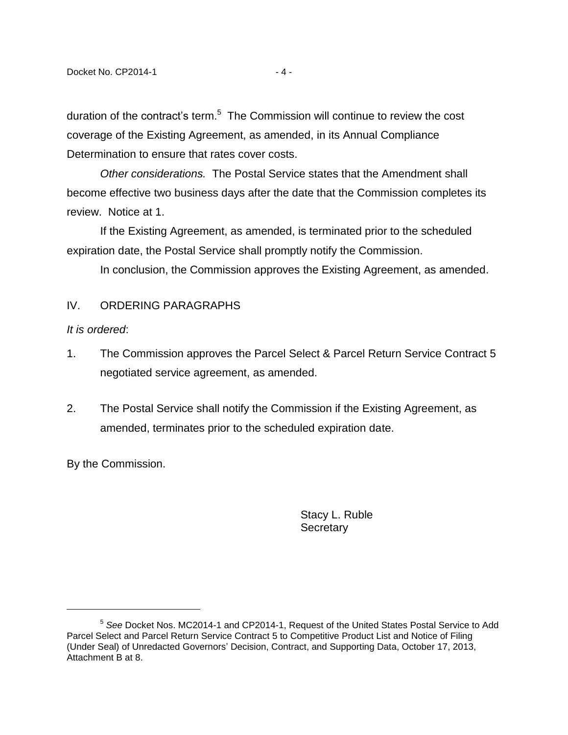duration of the contract's term.[5] The Commission will continue to review the cost coverage of the Existing Agreement, as amended, in its Annual Compliance Determination to ensure that rates cover costs.

*Other considerations.* The Postal Service states that the Amendment shall become effective two business days after the date that the Commission completes its review. Notice at 1.

If the Existing Agreement, as amended, is terminated prior to the scheduled expiration date, the Postal Service shall promptly notify the Commission.

In conclusion, the Commission approves the Existing Agreement, as amended.

## IV. ORDERING PARAGRAPHS

*It is ordered*:

1. The Commission approves the Parcel Select & Parcel Return Service Contract 5 negotiated service agreement, as amended.

2. The Postal Service shall notify the Commission if the Existing Agreement, as amended, terminates prior to the scheduled expiration date.

By the Commission.

Stacy L. Ruble
Secretary

---

[5] *See* Docket Nos. MC2014-1 and CP2014-1, Request of the United States Postal Service to Add Parcel Select and Parcel Return Service Contract 5 to Competitive Product List and Notice of Filing (Under Seal) of Unredacted Governors' Decision, Contract, and Supporting Data, October 17, 2013, Attachment B at 8.